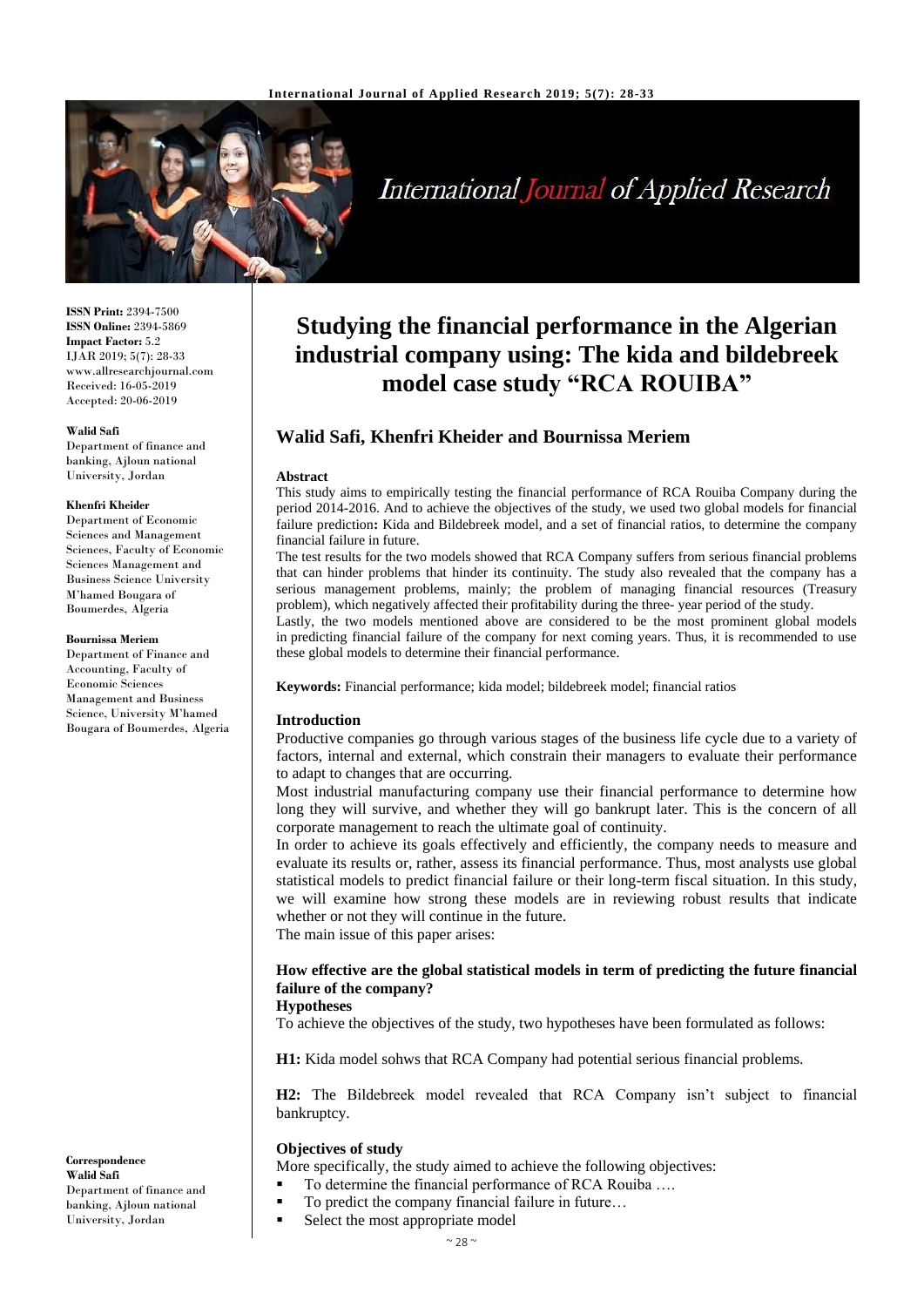# Studying the financial performance in the Algerian industrial company using: The kida and bildebreek model case study "RCA ROUIBA"

## Walid Safi, Khenfri Kheider and Bournissa Meriem

**ISSN Print:** 2394-7500
**ISSN Online:** 2394-5869
**Impact Factor:** 5.2
IJAR 2019; 5(7): 28-33
www.allresearchjournal.com
Received: 16-05-2019
Accepted: 20-06-2019

**Walid Safi**
Department of finance and banking, Ajloun national University, Jordan

**Khenfri Kheider**
Department of Economic Sciences and Management Sciences, Faculty of Economic Sciences Management and Business Science University M'hamed Bougara of Boumerdes, Algeria

**Bournissa Meriem**
Department of Finance and Accounting, Faculty of Economic Sciences Management and Business Science, University M'hamed Bougara of Boumerdes, Algeria

**Correspondence**
**Walid Safi**
Department of finance and banking, Ajloun national University, Jordan

**Abstract**

This study aims to empirically testing the financial performance of RCA Rouiba Company during the period 2014-2016. And to achieve the objectives of the study, we used two global models for financial failure prediction**:** Kida and Bildebreek model, and a set of financial ratios, to determine the company financial failure in future.

The test results for the two models showed that RCA Company suffers from serious financial problems that can hinder problems that hinder its continuity. The study also revealed that the company has a serious management problems, mainly; the problem of managing financial resources (Treasury problem), which negatively affected their profitability during the three- year period of the study.

Lastly, the two models mentioned above are considered to be the most prominent global models in predicting financial failure of the company for next coming years. Thus, it is recommended to use these global models to determine their financial performance.

**Keywords:** Financial performance; kida model; bildebreek model; financial ratios

**Introduction**

Productive companies go through various stages of the business life cycle due to a variety of factors, internal and external, which constrain their managers to evaluate their performance to adapt to changes that are occurring.

Most industrial manufacturing company use their financial performance to determine how long they will survive, and whether they will go bankrupt later. This is the concern of all corporate management to reach the ultimate goal of continuity.

In order to achieve its goals effectively and efficiently, the company needs to measure and evaluate its results or, rather, assess its financial performance. Thus, most analysts use global statistical models to predict financial failure or their long-term fiscal situation. In this study, we will examine how strong these models are in reviewing robust results that indicate whether or not they will continue in the future.

The main issue of this paper arises:

**How effective are the global statistical models in term of predicting the future financial failure of the company?**

**Hypotheses**

To achieve the objectives of the study, two hypotheses have been formulated as follows:

**H1:** Kida model sohws that RCA Company had potential serious financial problems.

**H2:** The Bildebreek model revealed that RCA Company isn't subject to financial bankruptcy.

**Objectives of study**

More specifically, the study aimed to achieve the following objectives:

- To determine the financial performance of RCA Rouiba ….
- To predict the company financial failure in future…
- Select the most appropriate model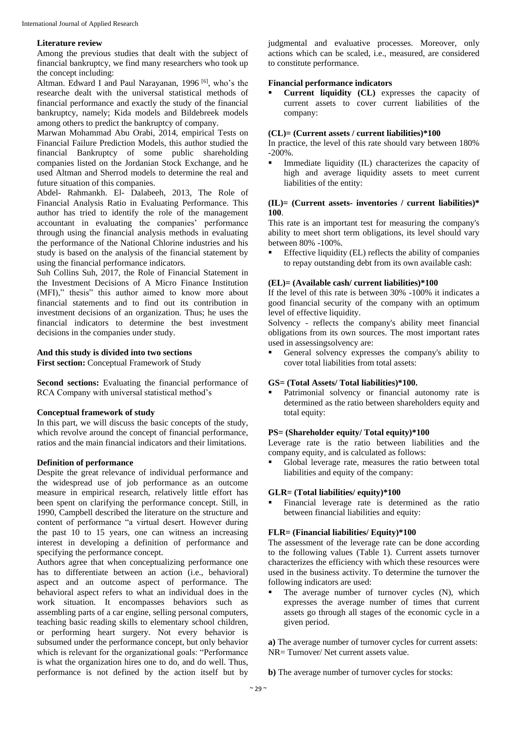### Literature review

Among the previous studies that dealt with the subject of financial bankruptcy, we find many researchers who took up the concept including:

Altman. Edward I and Paul Narayanan, 1996 [6], who's the researche dealt with the universal statistical methods of financial performance and exactly the study of the financial bankruptcy, namely; Kida models and Bildebreek models among others to predict the bankruptcy of company.

Marwan Mohammad Abu Orabi, 2014, empirical Tests on Financial Failure Prediction Models, this author studied the financial Bankruptcy of some public shareholding companies listed on the Jordanian Stock Exchange, and he used Altman and Sherrod models to determine the real and future situation of this companies.

Abdel- Rahmankh. El- Dalabeeh, 2013, The Role of Financial Analysis Ratio in Evaluating Performance. This author has tried to identify the role of the management accountant in evaluating the companies' performance through using the financial analysis methods in evaluating the performance of the National Chlorine industries and his study is based on the analysis of the financial statement by using the financial performance indicators.

Suh Collins Suh, 2017, the Role of Financial Statement in the Investment Decisions of A Micro Finance Institution (MFI)," thesis" this author aimed to know more about financial statements and to find out its contribution in investment decisions of an organization. Thus; he uses the financial indicators to determine the best investment decisions in the companies under study.

**And this study is divided into two sections**

**First section:** Conceptual Framework of Study

**Second sections:** Evaluating the financial performance of RCA Company with universal statistical method's

### Conceptual framework of study

In this part, we will discuss the basic concepts of the study, which revolve around the concept of financial performance, ratios and the main financial indicators and their limitations.

### Definition of performance

Despite the great relevance of individual performance and the widespread use of job performance as an outcome measure in empirical research, relatively little effort has been spent on clarifying the performance concept. Still, in 1990, Campbell described the literature on the structure and content of performance "a virtual desert. However during the past 10 to 15 years, one can witness an increasing interest in developing a definition of performance and specifying the performance concept.

Authors agree that when conceptualizing performance one has to differentiate between an action (i.e., behavioral) aspect and an outcome aspect of performance. The behavioral aspect refers to what an individual does in the work situation. It encompasses behaviors such as assembling parts of a car engine, selling personal computers, teaching basic reading skills to elementary school children, or performing heart surgery. Not every behavior is subsumed under the performance concept, but only behavior which is relevant for the organizational goals: "Performance is what the organization hires one to do, and do well. Thus, performance is not defined by the action itself but by judgmental and evaluative processes. Moreover, only actions which can be scaled, i.e., measured, are considered to constitute performance.

### Financial performance indicators

- **Current liquidity (CL)** expresses the capacity of current assets to cover current liabilities of the company:

**(CL)= (Current assets / current liabilities)*100**

In practice, the level of this rate should vary between 180% -200%.

- Immediate liquidity (IL) characterizes the capacity of high and average liquidity assets to meet current liabilities of the entity:

**(IL)= (Current assets- inventories / current liabilities)* 100**.

This rate is an important test for measuring the company's ability to meet short term obligations, its level should vary between 80% -100%.

- Effective liquidity (EL) reflects the ability of companies to repay outstanding debt from its own available cash:

**(EL)= (Available cash/ current liabilities)*100**

If the level of this rate is between 30% -100% it indicates a good financial security of the company with an optimum level of effective liquidity.

Solvency - reflects the company's ability meet financial obligations from its own sources. The most important rates used in assessingsolvency are:

- General solvency expresses the company's ability to cover total liabilities from total assets:

**GS= (Total Assets/ Total liabilities)*100.**

- Patrimonial solvency or financial autonomy rate is determined as the ratio between shareholders equity and total equity:

**PS= (Shareholder equity/ Total equity)*100**

Leverage rate is the ratio between liabilities and the company equity, and is calculated as follows:

- Global leverage rate, measures the ratio between total liabilities and equity of the company:

**GLR= (Total liabilities/ equity)*100**

- Financial leverage rate is determined as the ratio between financial liabilities and equity:

**FLR= (Financial liabilities/ Equity)*100**

The assessment of the leverage rate can be done according to the following values (Table 1). Current assets turnover characterizes the efficiency with which these resources were used in the business activity. To determine the turnover the following indicators are used:

- The average number of turnover cycles (N), which expresses the average number of times that current assets go through all stages of the economic cycle in a given period.

**a)** The average number of turnover cycles for current assets: NR= Turnover/ Net current assets value.

**b)** The average number of turnover cycles for stocks: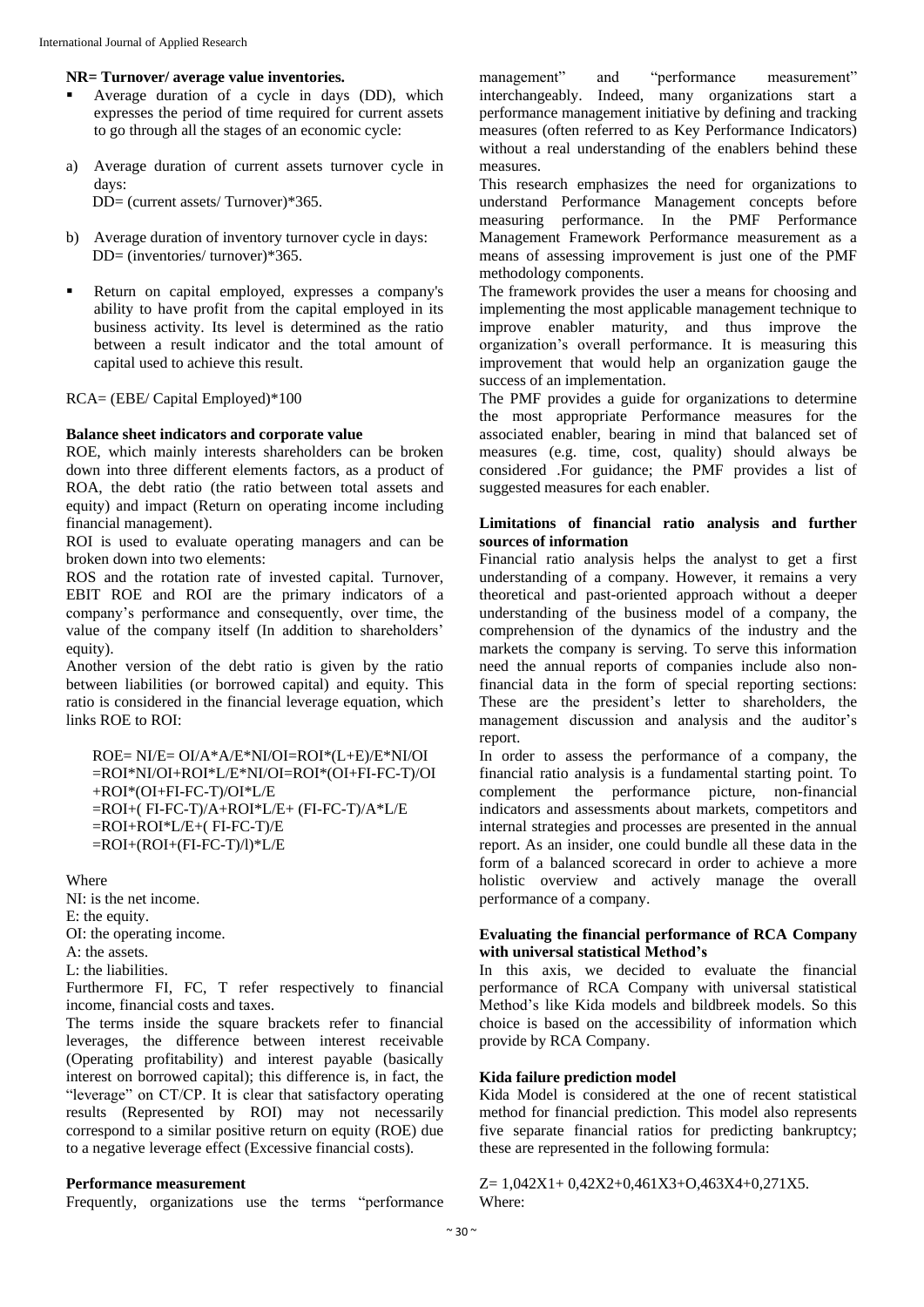**NR= Turnover/ average value inventories.**

- Average duration of a cycle in days (DD), which expresses the period of time required for current assets to go through all the stages of an economic cycle:

a) Average duration of current assets turnover cycle in days:
DD= (current assets/ Turnover)*365.

b) Average duration of inventory turnover cycle in days:
DD= (inventories/ turnover)*365.

- Return on capital employed, expresses a company's ability to have profit from the capital employed in its business activity. Its level is determined as the ratio between a result indicator and the total amount of capital used to achieve this result.

RCA= (EBE/ Capital Employed)*100

**Balance sheet indicators and corporate value**

ROE, which mainly interests shareholders can be broken down into three different elements factors, as a product of ROA, the debt ratio (the ratio between total assets and equity) and impact (Return on operating income including financial management).

ROI is used to evaluate operating managers and can be broken down into two elements:

ROS and the rotation rate of invested capital. Turnover, EBIT ROE and ROI are the primary indicators of a company's performance and consequently, over time, the value of the company itself (In addition to shareholders' equity).

Another version of the debt ratio is given by the ratio between liabilities (or borrowed capital) and equity. This ratio is considered in the financial leverage equation, which links ROE to ROI:

$$
\begin{aligned}
ROE &= NI/E = OI/A*A/E*NI/OI = ROI*(L+E)/E*NI/OI \\
&= ROI*NI/OI + ROI*L/E*NI/OI = ROI*(OI+FI-FC-T)/OI \\
&\quad + ROI*(OI+FI-FC-T)/OI*L/E \\
&= ROI + (FI-FC-T)/A + ROI*L/E + (FI-FC-T)/A*L/E \\
&= ROI + ROI*L/E + (FI-FC-T)/E \\
&= ROI + (ROI + (FI-FC-T)/l)*L/E
\end{aligned}
$$

Where

NI: is the net income.
E: the equity.
OI: the operating income.
A: the assets.
L: the liabilities.

Furthermore FI, FC, T refer respectively to financial income, financial costs and taxes.

The terms inside the square brackets refer to financial leverages, the difference between interest receivable (Operating profitability) and interest payable (basically interest on borrowed capital); this difference is, in fact, the "leverage" on CT/CP. It is clear that satisfactory operating results (Represented by ROI) may not necessarily correspond to a similar positive return on equity (ROE) due to a negative leverage effect (Excessive financial costs).

**Performance measurement**

Frequently, organizations use the terms "performance management" and "performance measurement" interchangeably. Indeed, many organizations start a performance management initiative by defining and tracking measures (often referred to as Key Performance Indicators) without a real understanding of the enablers behind these measures.

This research emphasizes the need for organizations to understand Performance Management concepts before measuring performance. In the PMF Performance Management Framework Performance measurement as a means of assessing improvement is just one of the PMF methodology components.

The framework provides the user a means for choosing and implementing the most applicable management technique to improve enabler maturity, and thus improve the organization's overall performance. It is measuring this improvement that would help an organization gauge the success of an implementation.

The PMF provides a guide for organizations to determine the most appropriate Performance measures for the associated enabler, bearing in mind that balanced set of measures (e.g. time, cost, quality) should always be considered .For guidance; the PMF provides a list of suggested measures for each enabler.

**Limitations of financial ratio analysis and further sources of information**

Financial ratio analysis helps the analyst to get a first understanding of a company. However, it remains a very theoretical and past-oriented approach without a deeper understanding of the business model of a company, the comprehension of the dynamics of the industry and the markets the company is serving. To serve this information need the annual reports of companies include also non-financial data in the form of special reporting sections: These are the president's letter to shareholders, the management discussion and analysis and the auditor's report.

In order to assess the performance of a company, the financial ratio analysis is a fundamental starting point. To complement the performance picture, non-financial indicators and assessments about markets, competitors and internal strategies and processes are presented in the annual report. As an insider, one could bundle all these data in the form of a balanced scorecard in order to achieve a more holistic overview and actively manage the overall performance of a company.

**Evaluating the financial performance of RCA Company with universal statistical Method's**

In this axis, we decided to evaluate the financial performance of RCA Company with universal statistical Method's like Kida models and bildbreek models. So this choice is based on the accessibility of information which provide by RCA Company.

**Kida failure prediction model**

Kida Model is considered at the one of recent statistical method for financial prediction. This model also represents five separate financial ratios for predicting bankruptcy; these are represented in the following formula:

$$Z = 1{,}042X1 + 0{,}42X2 + 0{,}461X3 + 0{,}463X4 + 0{,}271X5.$$

Where: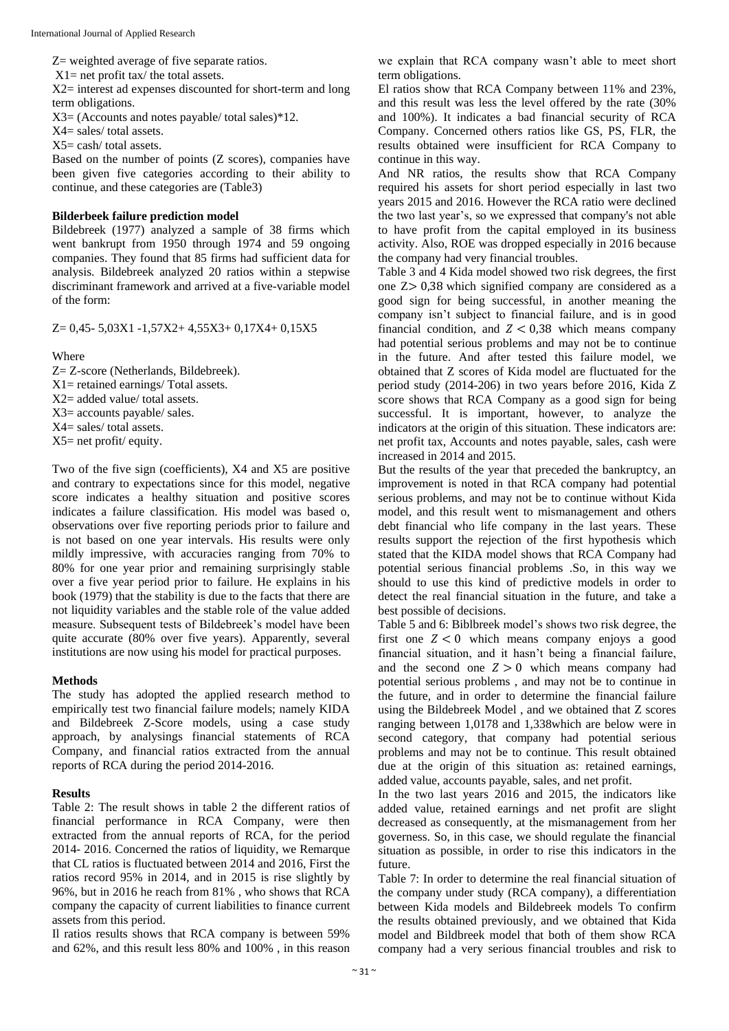Z= weighted average of five separate ratios.

$X_1$= net profit tax/ the total assets.

$X_2$= interest ad expenses discounted for short-term and long term obligations.

$X_3$= (Accounts and notes payable/ total sales)*12.

$X_4$= sales/ total assets.

$X_5$= cash/ total assets.

Based on the number of points (Z scores), companies have been given five categories according to their ability to continue, and these categories are (Table3)

### Bilderbeek failure prediction model

Bildebreek (1977) analyzed a sample of 38 firms which went bankrupt from 1950 through 1974 and 59 ongoing companies. They found that 85 firms had sufficient data for analysis. Bildebreek analyzed 20 ratios within a stepwise discriminant framework and arrived at a five-variable model of the form:

$$Z= 0{,}45- 5{,}03X_1 -1{,}57X_2+ 4{,}55X_3+ 0{,}17X_4+ 0{,}15X_5$$

Where

Z= Z-score (Netherlands, Bildebreek).

$X_1$= retained earnings/ Total assets.

$X_2$= added value/ total assets.

$X_3$= accounts payable/ sales.

$X_4$= sales/ total assets.

$X_5$= net profit/ equity.

Two of the five sign (coefficients), X4 and X5 are positive and contrary to expectations since for this model, negative score indicates a healthy situation and positive scores indicates a failure classification. His model was based o, observations over five reporting periods prior to failure and is not based on one year intervals. His results were only mildly impressive, with accuracies ranging from 70% to 80% for one year prior and remaining surprisingly stable over a five year period prior to failure. He explains in his book (1979) that the stability is due to the facts that there are not liquidity variables and the stable role of the value added measure. Subsequent tests of Bildebreek's model have been quite accurate (80% over five years). Apparently, several institutions are now using his model for practical purposes.

## Methods

The study has adopted the applied research method to empirically test two financial failure models; namely KIDA and Bildebreek Z-Score models, using a case study approach, by analysings financial statements of RCA Company, and financial ratios extracted from the annual reports of RCA during the period 2014-2016.

## Results

Table 2: The result shows in table 2 the different ratios of financial performance in RCA Company, were then extracted from the annual reports of RCA, for the period 2014- 2016. Concerned the ratios of liquidity, we Remarque that CL ratios is fluctuated between 2014 and 2016, First the ratios record 95% in 2014, and in 2015 is rise slightly by 96%, but in 2016 he reach from 81% , who shows that RCA company the capacity of current liabilities to finance current assets from this period.

Il ratios results shows that RCA company is between 59% and 62%, and this result less 80% and 100% , in this reason we explain that RCA company wasn't able to meet short term obligations.

El ratios show that RCA Company between 11% and 23%, and this result was less the level offered by the rate (30% and 100%). It indicates a bad financial security of RCA Company. Concerned others ratios like GS, PS, FLR, the results obtained were insufficient for RCA Company to continue in this way.

And NR ratios, the results show that RCA Company required his assets for short period especially in last two years 2015 and 2016. However the RCA ratio were declined the two last year's, so we expressed that company's not able to have profit from the capital employed in its business activity. Also, ROE was dropped especially in 2016 because the company had very financial troubles.

Table 3 and 4 Kida model showed two risk degrees, the first one $Z > 0{,}38$ which signified company are considered as a good sign for being successful, in another meaning the company isn't subject to financial failure, and is in good financial condition, and $Z < 0{,}38$ which means company had potential serious problems and may not be to continue in the future. And after tested this failure model, we obtained that Z scores of Kida model are fluctuated for the period study (2014-206) in two years before 2016, Kida Z score shows that RCA Company as a good sign for being successful. It is important, however, to analyze the indicators at the origin of this situation. These indicators are: net profit tax, Accounts and notes payable, sales, cash were increased in 2014 and 2015.

But the results of the year that preceded the bankruptcy, an improvement is noted in that RCA company had potential serious problems, and may not be to continue without Kida model, and this result went to mismanagement and others debt financial who life company in the last years. These results support the rejection of the first hypothesis which stated that the KIDA model shows that RCA Company had potential serious financial problems .So, in this way we should to use this kind of predictive models in order to detect the real financial situation in the future, and take a best possible of decisions.

Table 5 and 6: Biblbreek model's shows two risk degree, the first one $Z < 0$ which means company enjoys a good financial situation, and it hasn't being a financial failure, and the second one $Z > 0$ which means company had potential serious problems , and may not be to continue in the future, and in order to determine the financial failure using the Bildebreek Model , and we obtained that Z scores ranging between 1,0178 and 1,338which are below were in second category, that company had potential serious problems and may not be to continue. This result obtained due at the origin of this situation as: retained earnings, added value, accounts payable, sales, and net profit.

In the two last years 2016 and 2015, the indicators like added value, retained earnings and net profit are slight decreased as consequently, at the mismanagement from her governess. So, in this case, we should regulate the financial situation as possible, in order to rise this indicators in the future.

Table 7: In order to determine the real financial situation of the company under study (RCA company), a differentiation between Kida models and Bildebreek models To confirm the results obtained previously, and we obtained that Kida model and Bildbreek model that both of them show RCA company had a very serious financial troubles and risk to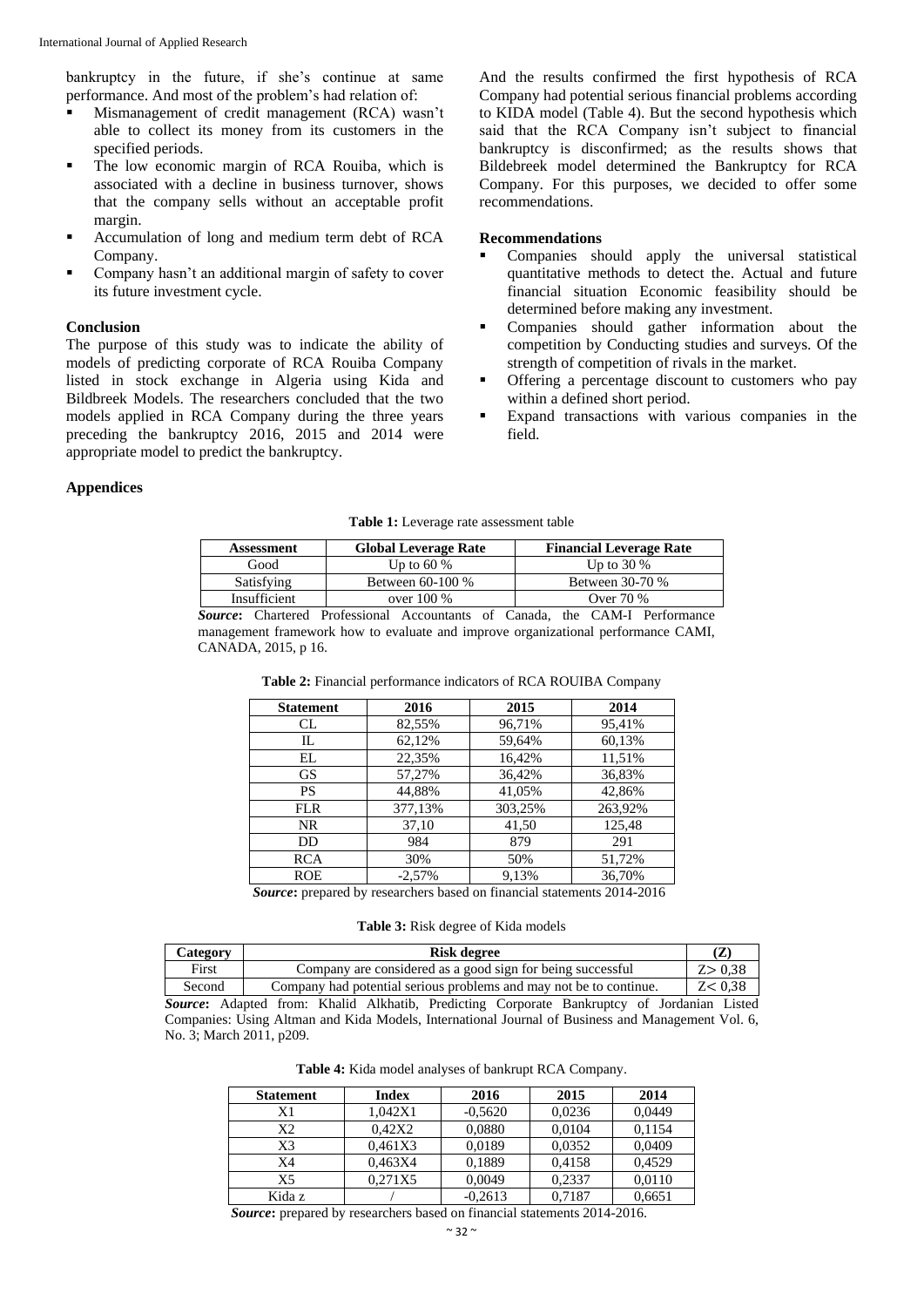bankruptcy in the future, if she's continue at same performance. And most of the problem's had relation of:

- Mismanagement of credit management (RCA) wasn't able to collect its money from its customers in the specified periods.
- The low economic margin of RCA Rouiba, which is associated with a decline in business turnover, shows that the company sells without an acceptable profit margin.
- Accumulation of long and medium term debt of RCA Company.
- Company hasn't an additional margin of safety to cover its future investment cycle.

## Conclusion

The purpose of this study was to indicate the ability of models of predicting corporate of RCA Rouiba Company listed in stock exchange in Algeria using Kida and Bildbreek Models. The researchers concluded that the two models applied in RCA Company during the three years preceding the bankruptcy 2016, 2015 and 2014 were appropriate model to predict the bankruptcy.

And the results confirmed the first hypothesis of RCA Company had potential serious financial problems according to KIDA model (Table 4). But the second hypothesis which said that the RCA Company isn't subject to financial bankruptcy is disconfirmed; as the results shows that Bildebreek model determined the Bankruptcy for RCA Company. For this purposes, we decided to offer some recommendations.

## Recommendations

- Companies should apply the universal statistical quantitative methods to detect the. Actual and future financial situation Economic feasibility should be determined before making any investment.
- Companies should gather information about the competition by Conducting studies and surveys. Of the strength of competition of rivals in the market.
- Offering a percentage discount to customers who pay within a defined short period.
- Expand transactions with various companies in the field.

## Appendices

**Table 1:** Leverage rate assessment table

| Assessment | Global Leverage Rate | Financial Leverage Rate |
|---|---|---|
| Good | Up to 60 % | Up to 30 % |
| Satisfying | Between 60-100 % | Between 30-70 % |
| Insufficient | over 100 % | Over 70 % |

***Source*:** Chartered Professional Accountants of Canada, the CAM-I Performance management framework how to evaluate and improve organizational performance CAMI, CANADA, 2015, p 16.

**Table 2:** Financial performance indicators of RCA ROUIBA Company

| Statement | 2016 | 2015 | 2014 |
|---|---|---|---|
| CL | 82,55% | 96,71% | 95,41% |
| IL | 62,12% | 59,64% | 60,13% |
| EL | 22,35% | 16,42% | 11,51% |
| GS | 57,27% | 36,42% | 36,83% |
| PS | 44,88% | 41,05% | 42,86% |
| FLR | 377,13% | 303,25% | 263,92% |
| NR | 37,10 | 41,50 | 125,48 |
| DD | 984 | 879 | 291 |
| RCA | 30% | 50% | 51,72% |
| ROE | -2,57% | 9,13% | 36,70% |

***Source*:** prepared by researchers based on financial statements 2014-2016

**Table 3:** Risk degree of Kida models

| Category | Risk degree | (Z) |
|---|---|---|
| First | Company are considered as a good sign for being successful | Z> 0,38 |
| Second | Company had potential serious problems and may not be to continue. | Z< 0,38 |

***Source*:** Adapted from: Khalid Alkhatib, Predicting Corporate Bankruptcy of Jordanian Listed Companies: Using Altman and Kida Models, International Journal of Business and Management Vol. 6, No. 3; March 2011, p209.

**Table 4:** Kida model analyses of bankrupt RCA Company.

| Statement | Index | 2016 | 2015 | 2014 |
|---|---|---|---|---|
| X1 | 1,042X1 | -0,5620 | 0,0236 | 0,0449 |
| X2 | 0,42X2 | 0,0880 | 0,0104 | 0,1154 |
| X3 | 0,461X3 | 0,0189 | 0,0352 | 0,0409 |
| X4 | 0,463X4 | 0,1889 | 0,4158 | 0,4529 |
| X5 | 0,271X5 | 0,0049 | 0,2337 | 0,0110 |
| Kida z | / | -0,2613 | 0,7187 | 0,6651 |

***Source*:** prepared by researchers based on financial statements 2014-2016.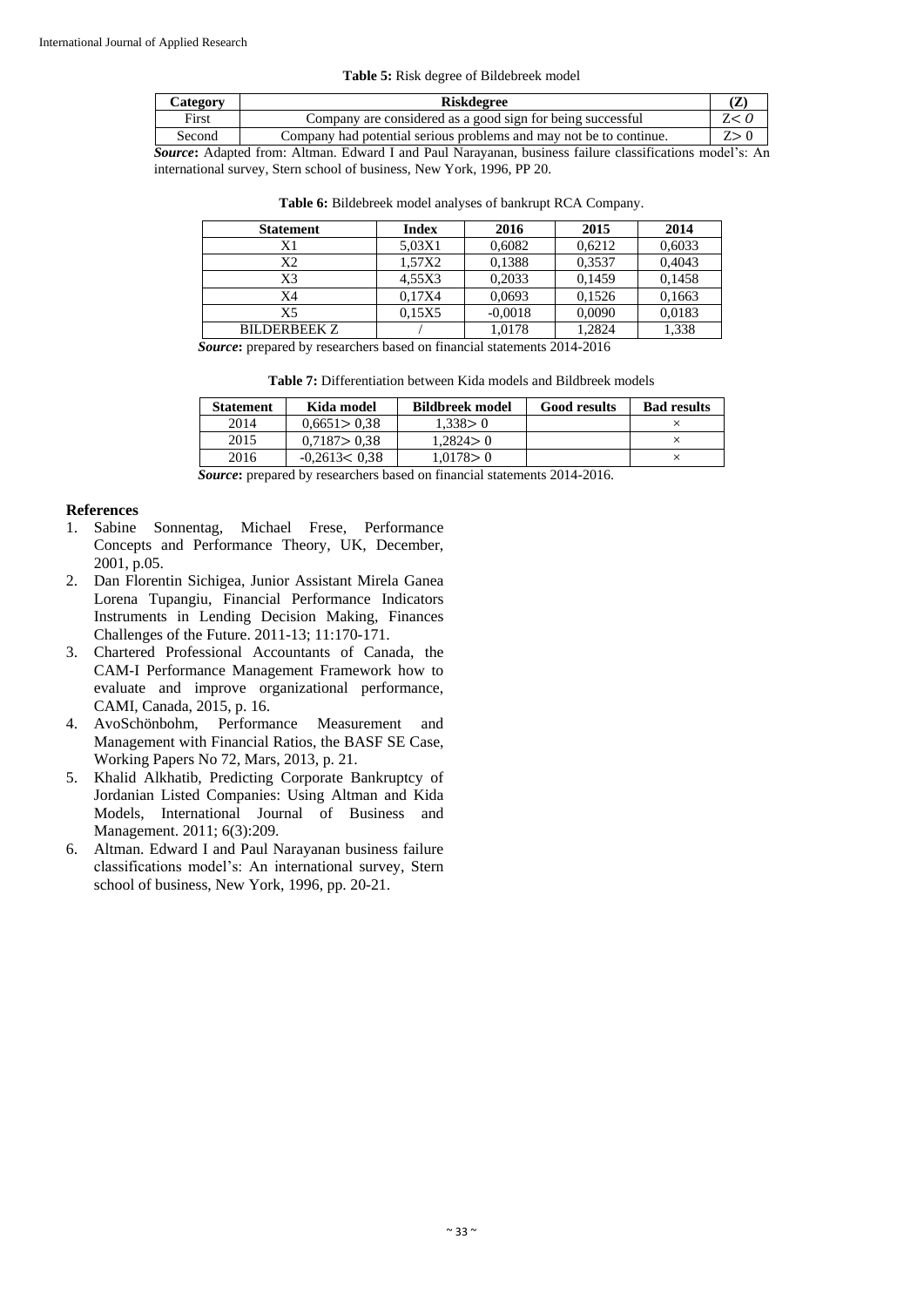**Table 5:** Risk degree of Bildebreek model

| Category | Riskdegree | (Z) |
| --- | --- | --- |
| First | Company are considered as a good sign for being successful | Z< *0* |
| Second | Company had potential serious problems and may not be to continue. | Z> 0 |

***Source*:** Adapted from: Altman. Edward I and Paul Narayanan, business failure classifications model's: An international survey, Stern school of business, New York, 1996, PP 20.

**Table 6:** Bildebreek model analyses of bankrupt RCA Company.

| Statement | Index | 2016 | 2015 | 2014 |
| --- | --- | --- | --- | --- |
| X1 | 5,03X1 | 0,6082 | 0,6212 | 0,6033 |
| X2 | 1,57X2 | 0,1388 | 0,3537 | 0,4043 |
| X3 | 4,55X3 | 0,2033 | 0,1459 | 0,1458 |
| X4 | 0,17X4 | 0,0693 | 0,1526 | 0,1663 |
| X5 | 0,15X5 | -0,0018 | 0,0090 | 0,0183 |
| BILDERBEEK Z | / | 1,0178 | 1,2824 | 1,338 |

***Source*:** prepared by researchers based on financial statements 2014-2016

**Table 7:** Differentiation between Kida models and Bildbreek models

| Statement | Kida model | Bildbreek model | Good results | Bad results |
| --- | --- | --- | --- | --- |
| 2014 | 0,6651> 0,38 | 1,338> 0 | | × |
| 2015 | 0,7187> 0,38 | 1,2824> 0 | | × |
| 2016 | -0,2613< 0,38 | 1,0178> 0 | | × |

***Source*:** prepared by researchers based on financial statements 2014-2016.

## References

1. Sabine Sonnentag, Michael Frese, Performance Concepts and Performance Theory, UK, December, 2001, p.05.
2. Dan Florentin Sichigea, Junior Assistant Mirela Ganea Lorena Tupangiu, Financial Performance Indicators Instruments in Lending Decision Making, Finances Challenges of the Future. 2011-13; 11:170-171.
3. Chartered Professional Accountants of Canada, the CAM-I Performance Management Framework how to evaluate and improve organizational performance, CAMI, Canada, 2015, p. 16.
4. AvoSchönbohm, Performance Measurement and Management with Financial Ratios, the BASF SE Case, Working Papers No 72, Mars, 2013, p. 21.
5. Khalid Alkhatib, Predicting Corporate Bankruptcy of Jordanian Listed Companies: Using Altman and Kida Models, International Journal of Business and Management. 2011; 6(3):209.
6. Altman. Edward I and Paul Narayanan business failure classifications model's: An international survey, Stern school of business, New York, 1996, pp. 20-21.